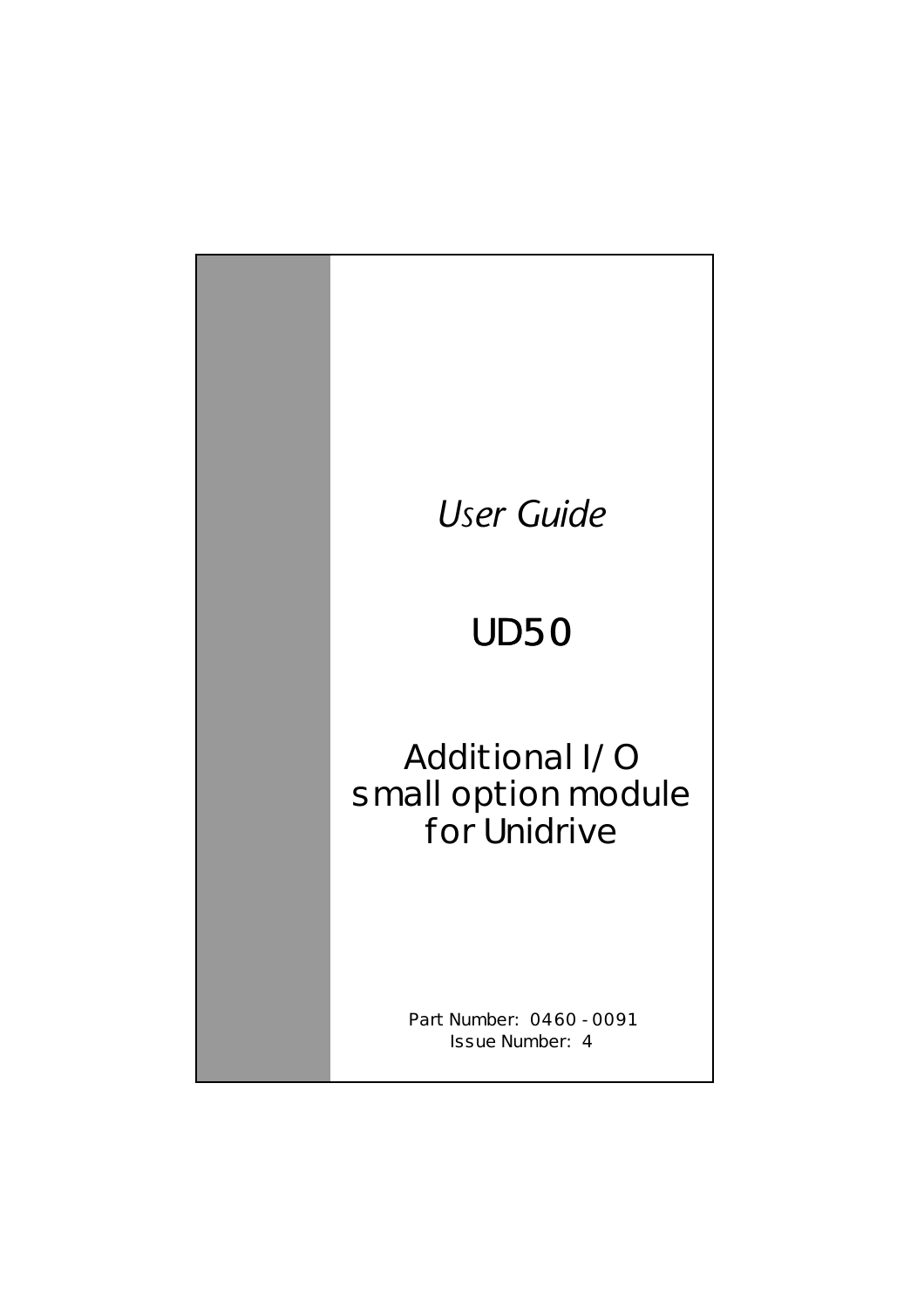*User Guide*

# UD50

## Additional I/O small option module for Unidrive

Part Number: 0460 - 0091
Issue Number: 4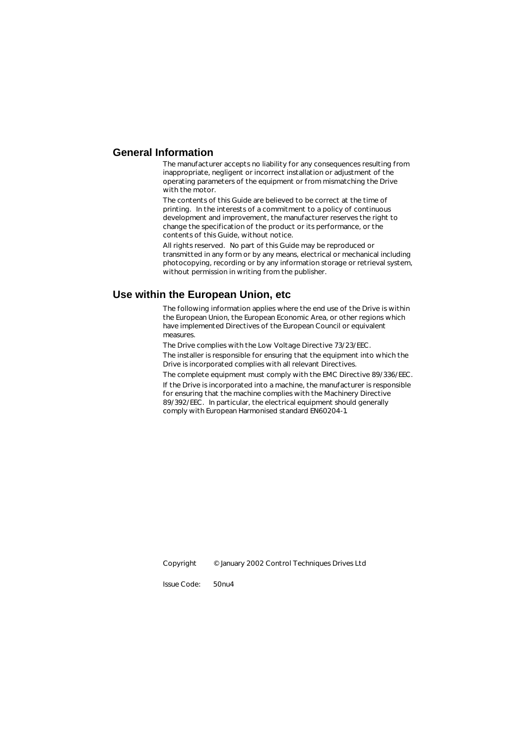## General Information

The manufacturer accepts no liability for any consequences resulting from inappropriate, negligent or incorrect installation or adjustment of the operating parameters of the equipment or from mismatching the Drive with the motor.

The contents of this Guide are believed to be correct at the time of printing. In the interests of a commitment to a policy of continuous development and improvement, the manufacturer reserves the right to change the specification of the product or its performance, or the contents of this Guide, without notice.

All rights reserved. No part of this Guide may be reproduced or transmitted in any form or by any means, electrical or mechanical including photocopying, recording or by any information storage or retrieval system, without permission in writing from the publisher.

## Use within the European Union, etc

The following information applies where the end use of the Drive is within the European Union, the European Economic Area, or other regions which have implemented Directives of the European Council or equivalent measures.

The Drive complies with the Low Voltage Directive 73/23/EEC.

The installer is responsible for ensuring that the equipment into which the Drive is incorporated complies with all relevant Directives.

The complete equipment must comply with the EMC Directive 89/336/EEC.

If the Drive is incorporated into a machine, the manufacturer is responsible for ensuring that the machine complies with the Machinery Directive 89/392/EEC. In particular, the electrical equipment should generally comply with European Harmonised standard EN60204-1.

Copyright © January 2002 Control Techniques Drives Ltd

Issue Code: 50nu4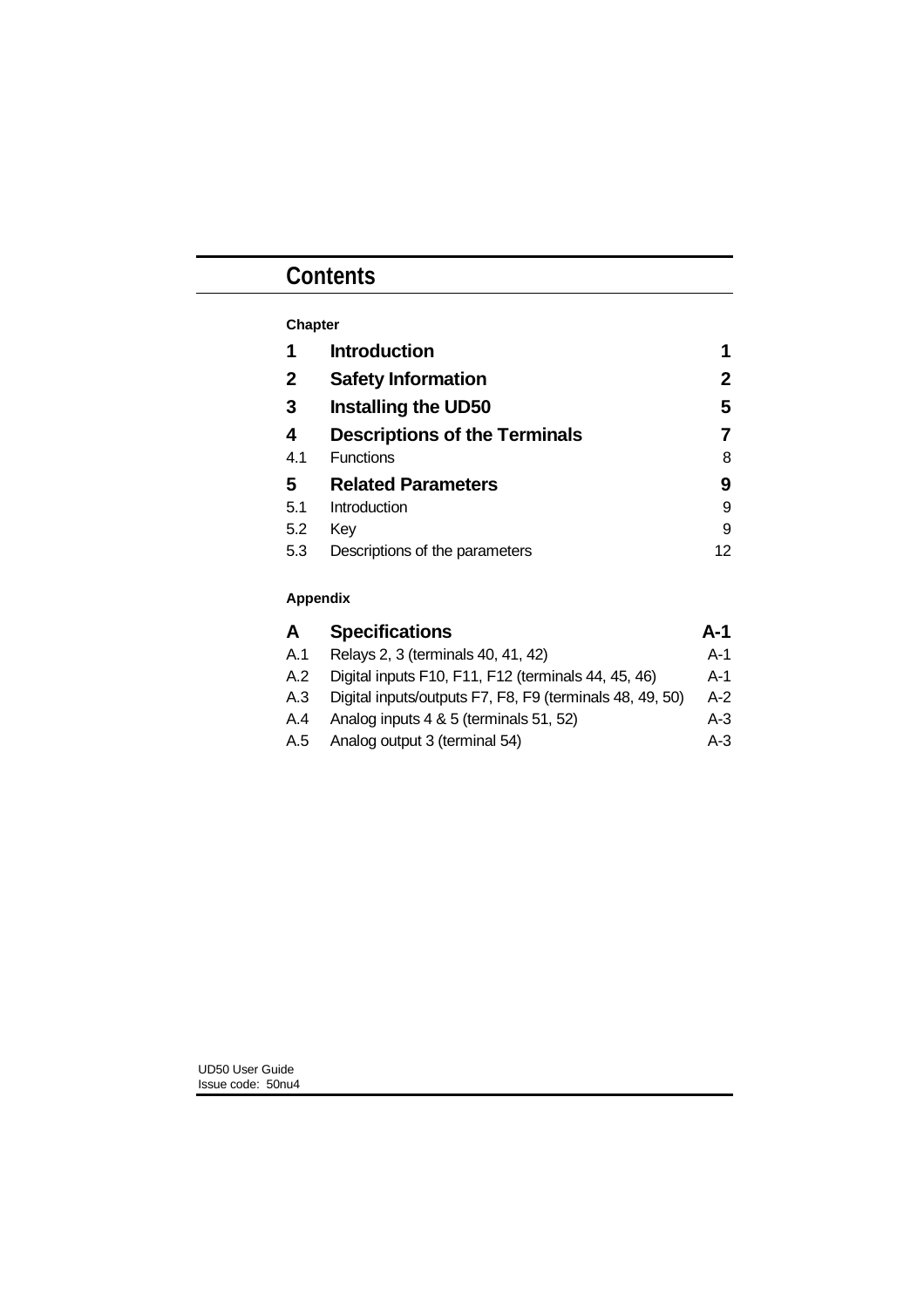# Contents

**Chapter**

| | | |
|---|---|---|
| **1** | **Introduction** | **1** |
| **2** | **Safety Information** | **2** |
| **3** | **Installing the UD50** | **5** |
| **4** | **Descriptions of the Terminals** | **7** |
| 4.1 | Functions | 8 |
| **5** | **Related Parameters** | **9** |
| 5.1 | Introduction | 9 |
| 5.2 | Key | 9 |
| 5.3 | Descriptions of the parameters | 12 |

**Appendix**

| | | |
|---|---|---|
| **A** | **Specifications** | **A-1** |
| A.1 | Relays 2, 3 (terminals 40, 41, 42) | A-1 |
| A.2 | Digital inputs F10, F11, F12 (terminals 44, 45, 46) | A-1 |
| A.3 | Digital inputs/outputs F7, F8, F9 (terminals 48, 49, 50) | A-2 |
| A.4 | Analog inputs 4 & 5 (terminals 51, 52) | A-3 |
| A.5 | Analog output 3 (terminal 54) | A-3 |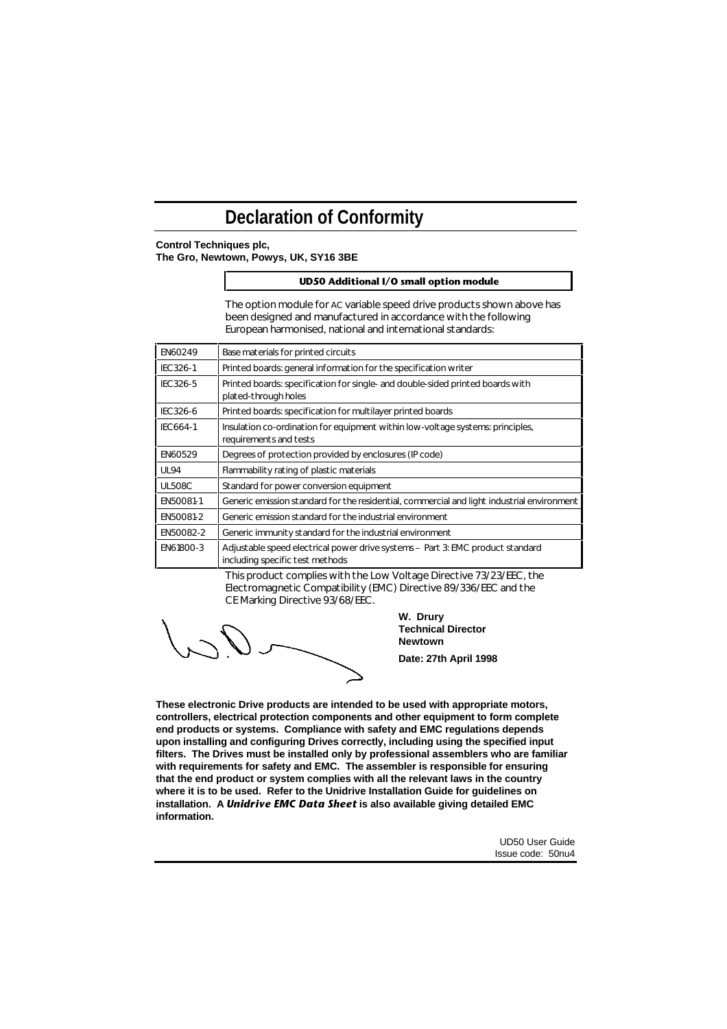# Declaration of Conformity

**Control Techniques plc,**
**The Gro, Newtown, Powys, UK, SY16 3BE**

**UD50 Additional I/O small option module**

The option module for AC variable speed drive products shown above has been designed and manufactured in accordance with the following European harmonised, national and international standards:

| | |
|---|---|
| EN60249 | Base materials for printed circuits |
| IEC326-1 | Printed boards: general information for the specification writer |
| IEC326-5 | Printed boards: specification for single- and double-sided printed boards with plated-through holes |
| IEC326-6 | Printed boards: specification for multilayer printed boards |
| IEC664-1 | Insulation co-ordination for equipment within low-voltage systems: principles, requirements and tests |
| EN60529 | Degrees of protection provided by enclosures (IP code) |
| UL94 | Flammability rating of plastic materials |
| UL508C | Standard for power conversion equipment |
| EN50081-1 | Generic emission standard for the residential, commercial and light industrial environment |
| EN50081-2 | Generic emission standard for the industrial environment |
| EN50082-2 | Generic immunity standard for the industrial environment |
| EN61800-3 | Adjustable speed electrical power drive systems – Part 3: EMC product standard including specific test methods |

This product complies with the Low Voltage Directive 73/23/EEC, the Electromagnetic Compatibility (EMC) Directive 89/336/EEC and the CE Marking Directive 93/68/EEC.

**W. Drury**
**Technical Director**
**Newtown**

**Date: 27th April 1998**

**These electronic Drive products are intended to be used with appropriate motors, controllers, electrical protection components and other equipment to form complete end products or systems. Compliance with safety and EMC regulations depends upon installing and configuring Drives correctly, including using the specified input filters. The Drives must be installed only by professional assemblers who are familiar with requirements for safety and EMC. The assembler is responsible for ensuring that the end product or system complies with all the relevant laws in the country where it is to be used. Refer to the Unidrive Installation Guide for guidelines on installation. A *Unidrive EMC Data Sheet* is also available giving detailed EMC information.**

UD50 User Guide
Issue code: 50nu4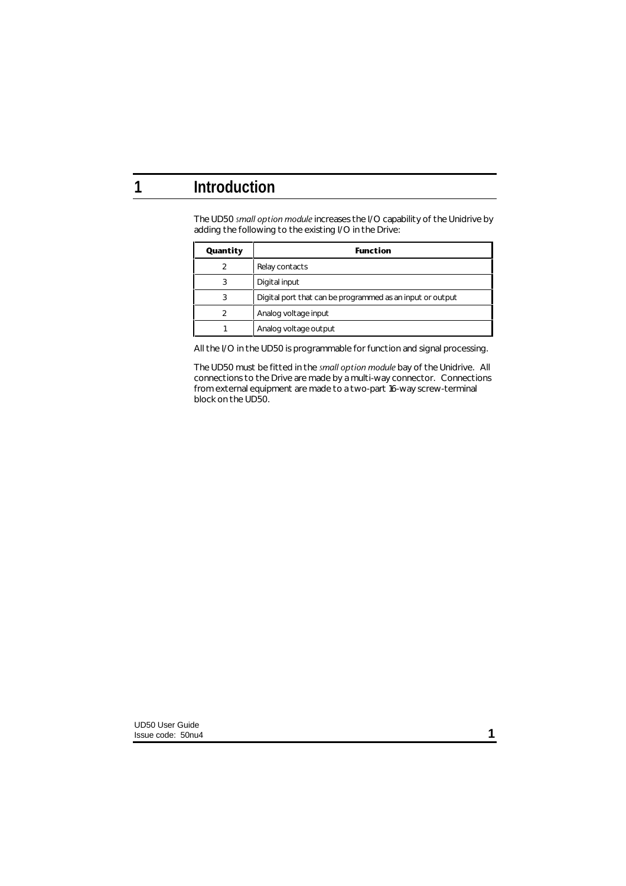# 1 Introduction

The UD50 *small option module* increases the I/O capability of the Unidrive by adding the following to the existing I/O in the Drive:

| Quantity | Function |
|---|---|
| 2 | Relay contacts |
| 3 | Digital input |
| 3 | Digital port that can be programmed as an input or output |
| 2 | Analog voltage input |
| 1 | Analog voltage output |

All the I/O in the UD50 is programmable for function and signal processing.

The UD50 must be fitted in the *small option module* bay of the Unidrive. All connections to the Drive are made by a multi-way connector. Connections from external equipment are made to a two-part 16-way screw-terminal block on the UD50.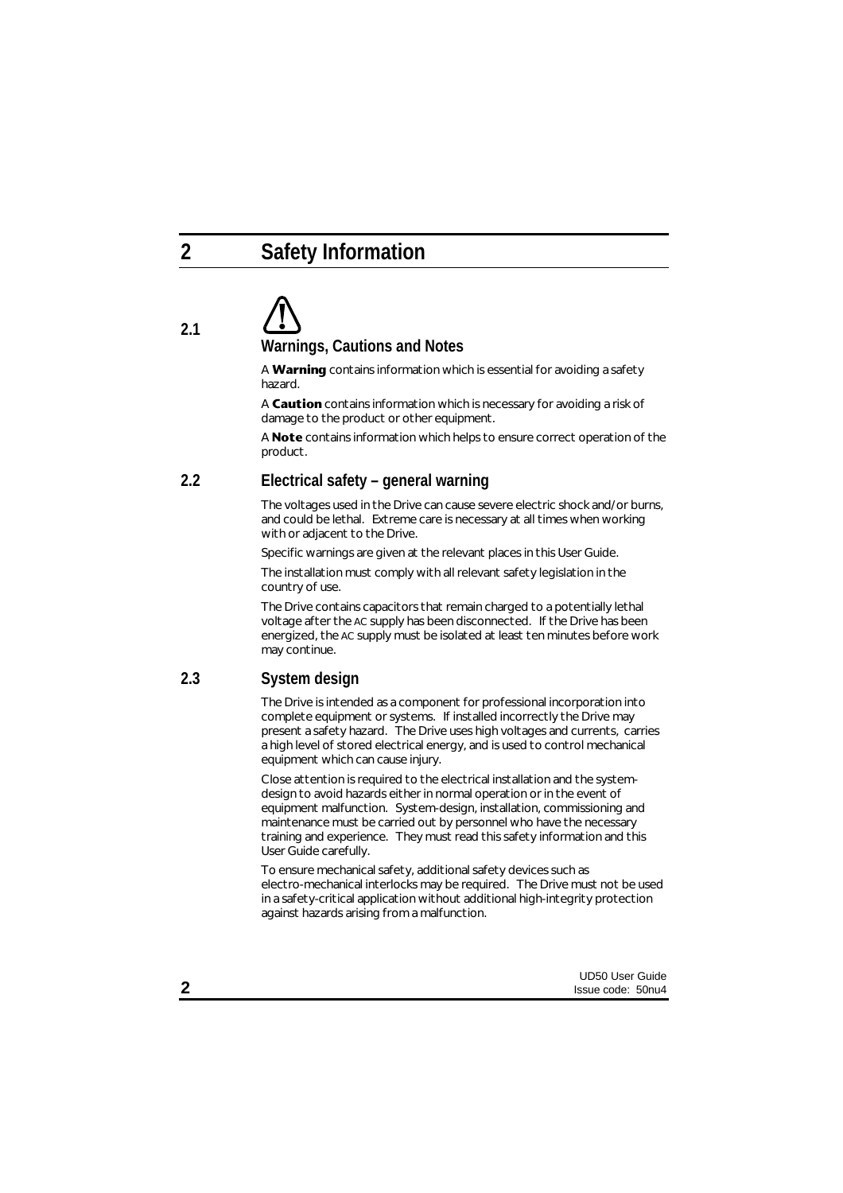# 2 Safety Information

## 2.1 Warnings, Cautions and Notes

A **Warning** contains information which is essential for avoiding a safety hazard.

A **Caution** contains information which is necessary for avoiding a risk of damage to the product or other equipment.

A **Note** contains information which helps to ensure correct operation of the product.

## 2.2 Electrical safety – general warning

The voltages used in the Drive can cause severe electric shock and/or burns, and could be lethal. Extreme care is necessary at all times when working with or adjacent to the Drive.

Specific warnings are given at the relevant places in this User Guide.

The installation must comply with all relevant safety legislation in the country of use.

The Drive contains capacitors that remain charged to a potentially lethal voltage after the AC supply has been disconnected. If the Drive has been energized, the AC supply must be isolated at least ten minutes before work may continue.

## 2.3 System design

The Drive is intended as a component for professional incorporation into complete equipment or systems. If installed incorrectly the Drive may present a safety hazard. The Drive uses high voltages and currents, carries a high level of stored electrical energy, and is used to control mechanical equipment which can cause injury.

Close attention is required to the electrical installation and the system-design to avoid hazards either in normal operation or in the event of equipment malfunction. System-design, installation, commissioning and maintenance must be carried out by personnel who have the necessary training and experience. They must read this safety information and this User Guide carefully.

To ensure mechanical safety, additional safety devices such as electro-mechanical interlocks may be required. The Drive must not be used in a safety-critical application without additional high-integrity protection against hazards arising from a malfunction.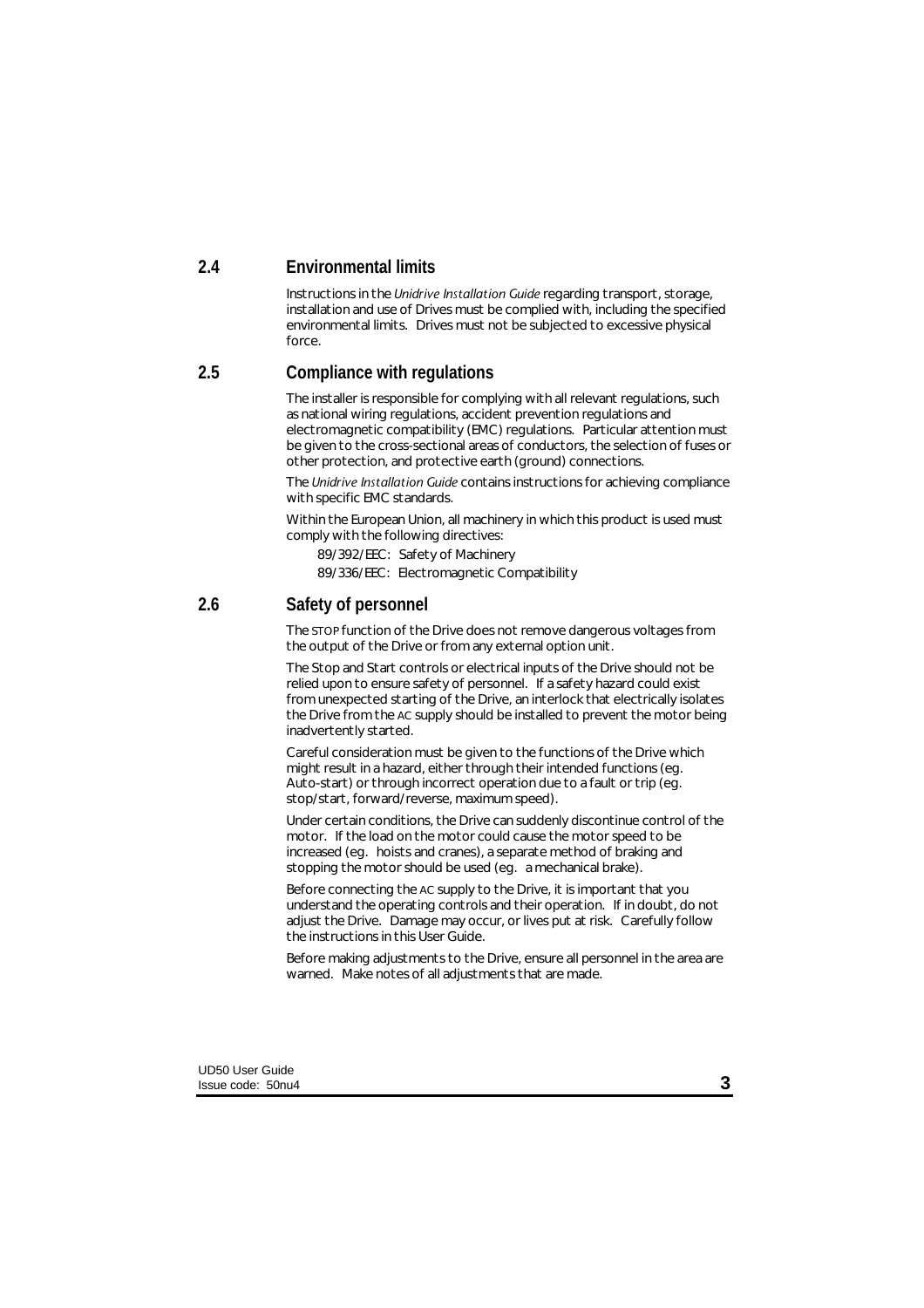## 2.4 Environmental limits

Instructions in the *Unidrive Installation Guide* regarding transport, storage, installation and use of Drives must be complied with, including the specified environmental limits. Drives must not be subjected to excessive physical force.

## 2.5 Compliance with regulations

The installer is responsible for complying with all relevant regulations, such as national wiring regulations, accident prevention regulations and electromagnetic compatibility (EMC) regulations. Particular attention must be given to the cross-sectional areas of conductors, the selection of fuses or other protection, and protective earth (ground) connections.

The *Unidrive Installation Guide* contains instructions for achieving compliance with specific EMC standards.

Within the European Union, all machinery in which this product is used must comply with the following directives:

89/392/EEC: Safety of Machinery
89/336/EEC: Electromagnetic Compatibility

## 2.6 Safety of personnel

The STOP function of the Drive does not remove dangerous voltages from the output of the Drive or from any external option unit.

The Stop and Start controls or electrical inputs of the Drive should not be relied upon to ensure safety of personnel. If a safety hazard could exist from unexpected starting of the Drive, an interlock that electrically isolates the Drive from the AC supply should be installed to prevent the motor being inadvertently started.

Careful consideration must be given to the functions of the Drive which might result in a hazard, either through their intended functions (eg. Auto-start) or through incorrect operation due to a fault or trip (eg. stop/start, forward/reverse, maximum speed).

Under certain conditions, the Drive can suddenly discontinue control of the motor. If the load on the motor could cause the motor speed to be increased (eg. hoists and cranes), a separate method of braking and stopping the motor should be used (eg. a mechanical brake).

Before connecting the AC supply to the Drive, it is important that you understand the operating controls and their operation. If in doubt, do not adjust the Drive. Damage may occur, or lives put at risk. Carefully follow the instructions in this User Guide.

Before making adjustments to the Drive, ensure all personnel in the area are warned. Make notes of all adjustments that are made.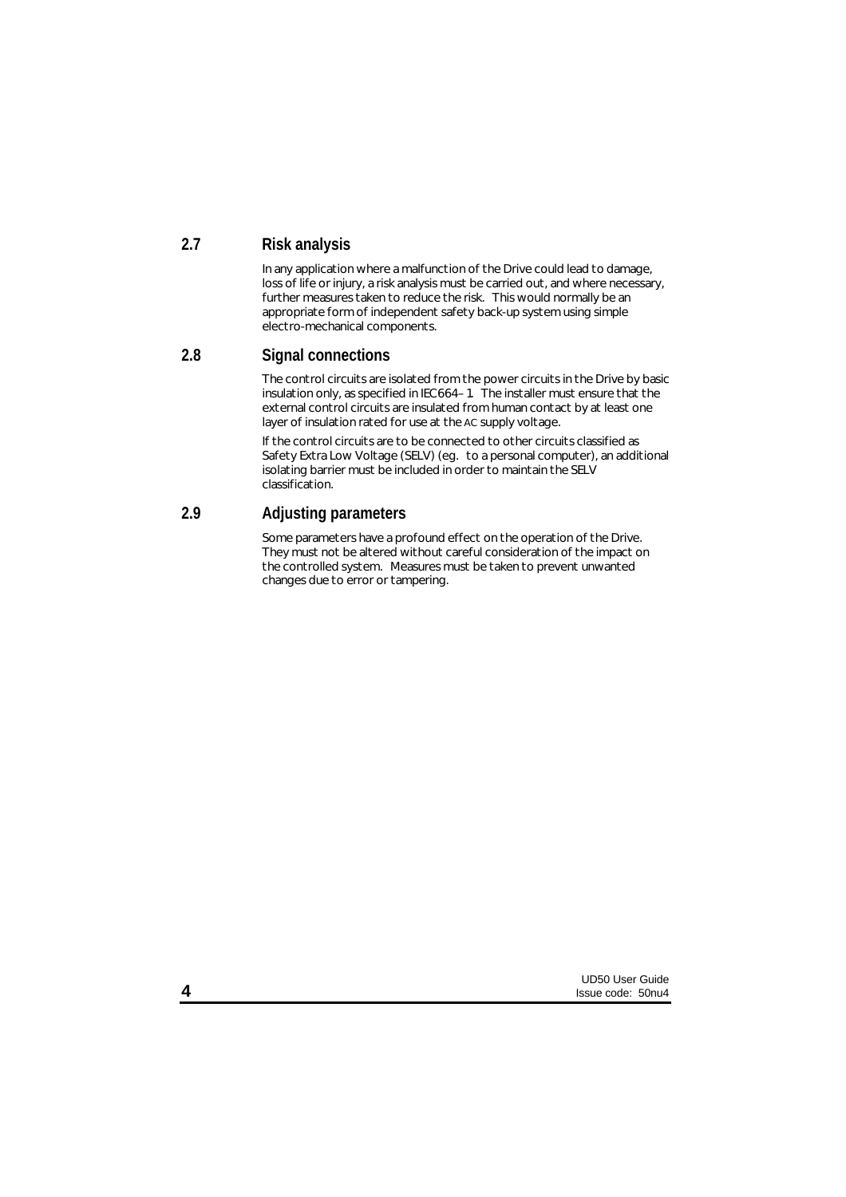## 2.7 Risk analysis

In any application where a malfunction of the Drive could lead to damage, loss of life or injury, a risk analysis must be carried out, and where necessary, further measures taken to reduce the risk. This would normally be an appropriate form of independent safety back-up system using simple electro-mechanical components.

## 2.8 Signal connections

The control circuits are isolated from the power circuits in the Drive by basic insulation only, as specified in IEC664–1. The installer must ensure that the external control circuits are insulated from human contact by at least one layer of insulation rated for use at the AC supply voltage.

If the control circuits are to be connected to other circuits classified as Safety Extra Low Voltage (SELV) (eg. to a personal computer), an additional isolating barrier must be included in order to maintain the SELV classification.

## 2.9 Adjusting parameters

Some parameters have a profound effect on the operation of the Drive. They must not be altered without careful consideration of the impact on the controlled system. Measures must be taken to prevent unwanted changes due to error or tampering.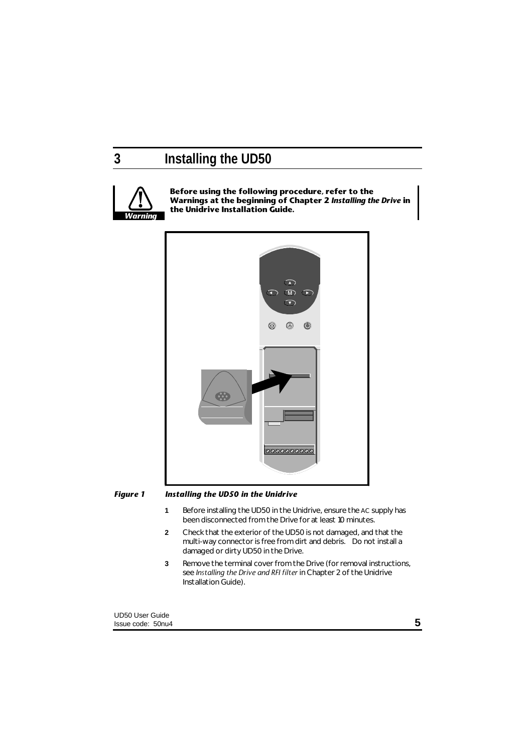# 3 Installing the UD50

**Warning**

**Before using the following procedure, refer to the Warnings at the beginning of Chapter 2 *Installing the Drive* in the Unidrive Installation Guide.**

***Figure 1 Installing the UD50 in the Unidrive***

1. Before installing the UD50 in the Unidrive, ensure the AC supply has been disconnected from the Drive for at least 10 minutes.
2. Check that the exterior of the UD50 is not damaged, and that the multi-way connector is free from dirt and debris. Do not install a damaged or dirty UD50 in the Drive.
3. Remove the terminal cover from the Drive (for removal instructions, see *Installing the Drive and RFI filter* in Chapter 2 of the Unidrive Installation Guide).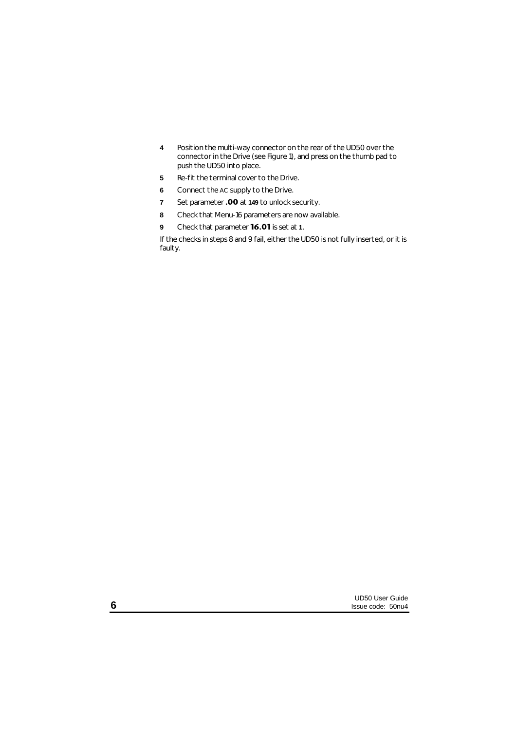4. Position the multi-way connector on the rear of the UD50 over the connector in the Drive (see Figure 1), and press on the thumb pad to push the UD50 into place.
5. Re-fit the terminal cover to the Drive.
6. Connect the AC supply to the Drive.
7. Set parameter **.00** at **149** to unlock security.
8. Check that Menu-16 parameters are now available.
9. Check that parameter **16.01** is set at **1**.

If the checks in steps 8 and 9 fail, either the UD50 is not fully inserted, or it is faulty.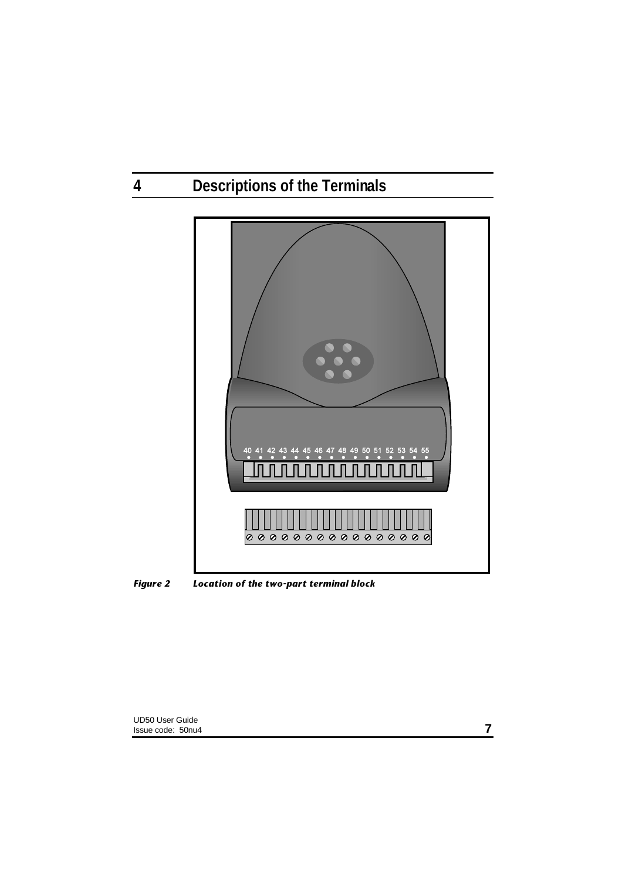# 4 Descriptions of the Terminals

40 41 42 43 44 45 46 47 48 49 50 51 52 53 54 55

***Figure 2 Location of the two-part terminal block***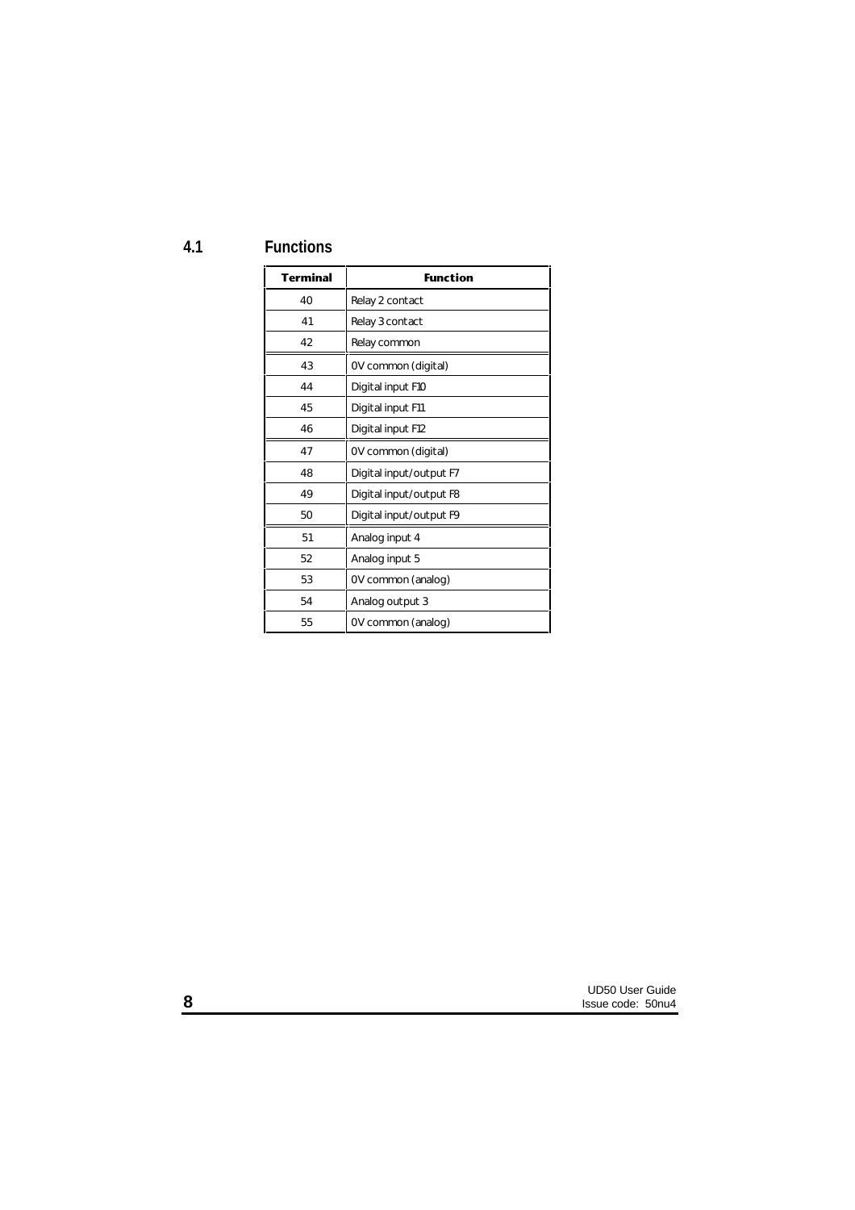## 4.1 Functions

| Terminal | Function |
|---|---|
| 40 | Relay 2 contact |
| 41 | Relay 3 contact |
| 42 | Relay common |
| 43 | 0V common (digital) |
| 44 | Digital input F10 |
| 45 | Digital input F11 |
| 46 | Digital input F12 |
| 47 | 0V common (digital) |
| 48 | Digital input/output F7 |
| 49 | Digital input/output F8 |
| 50 | Digital input/output F9 |
| 51 | Analog input 4 |
| 52 | Analog input 5 |
| 53 | 0V common (analog) |
| 54 | Analog output 3 |
| 55 | 0V common (analog) |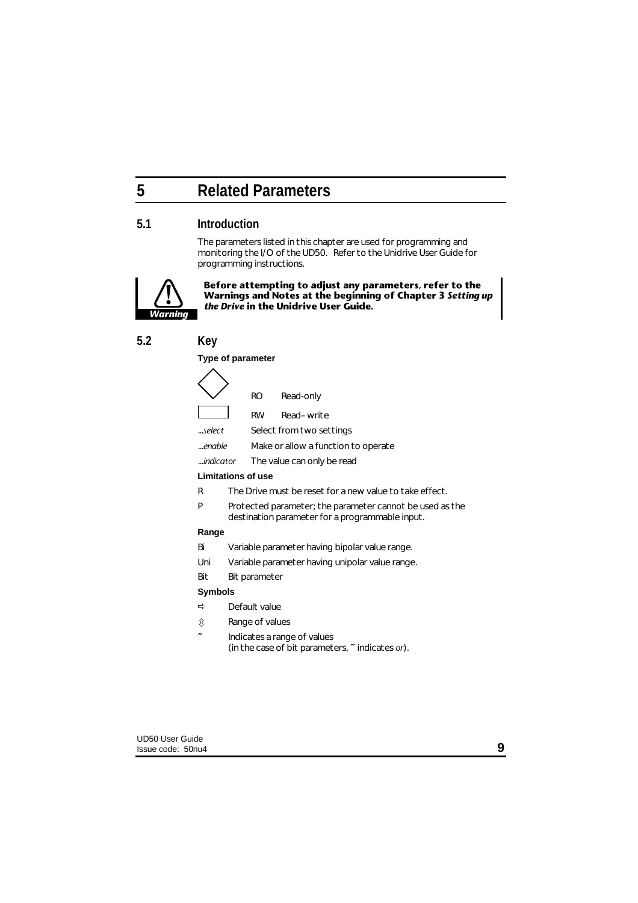# 5 Related Parameters

## 5.1 Introduction

The parameters listed in this chapter are used for programming and monitoring the I/O of the UD50. Refer to the Unidrive User Guide for programming instructions.

**Warning**

**Before attempting to adjust any parameters, refer to the Warnings and Notes at the beginning of Chapter 3 *Setting up the Drive* in the Unidrive User Guide.**

## 5.2 Key

**Type of parameter**

| | | |
|---|---|---|
| ◇ | RO | Read-only |
| ▭ | RW | Read–write |
| *...select* | Select from two settings | |
| *...enable* | Make or allow a function to operate | |
| *...indicator* | The value can only be read | |

**Limitations of use**

R  The Drive must be reset for a new value to take effect.

P  Protected parameter; the parameter cannot be used as the destination parameter for a programmable input.

**Range**

Bi  Variable parameter having bipolar value range.

Uni  Variable parameter having unipolar value range.

Bit  Bit parameter

**Symbols**

⇨  Default value

⇳  Range of values

~  Indicates a range of values
(in the case of bit parameters, ~ indicates *or*).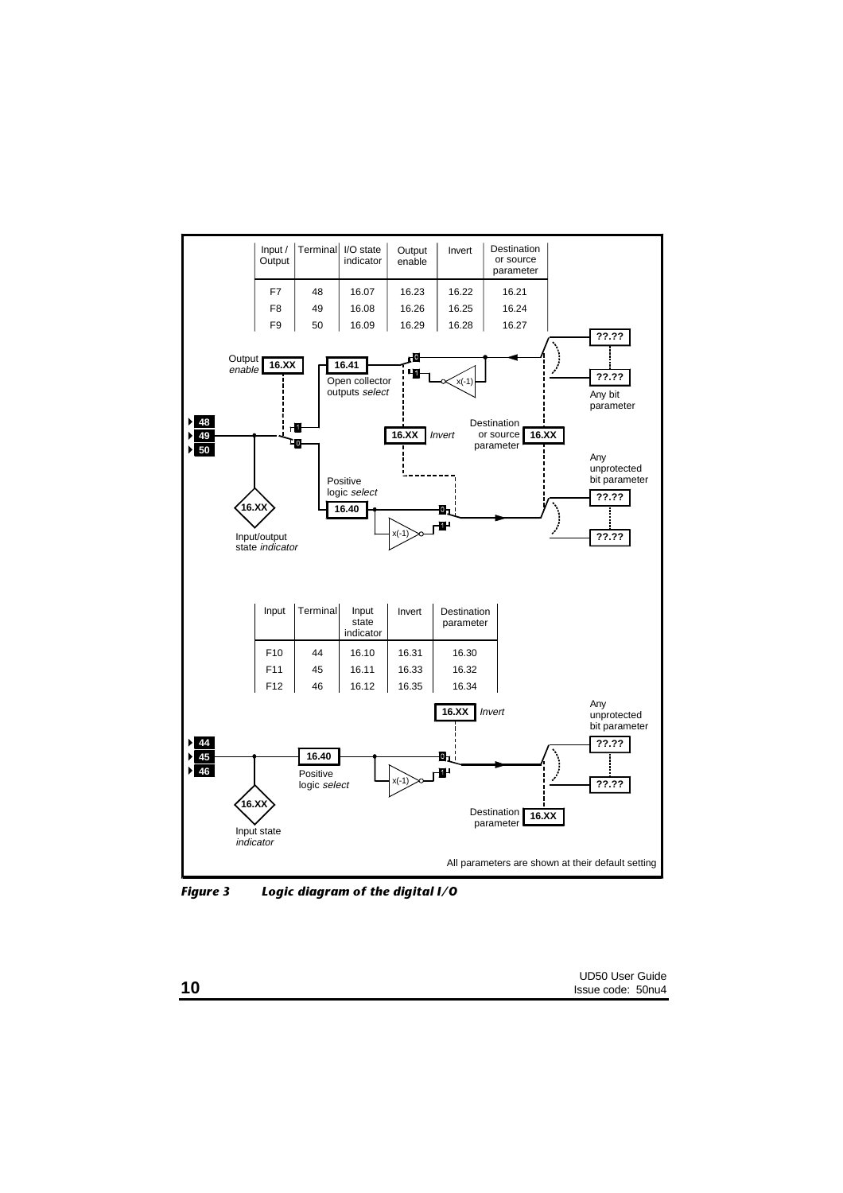| Input / Output | Terminal | I/O state indicator | Output enable | Invert | Destination or source parameter |
|---|---|---|---|---|---|
| F7 | 48 | 16.07 | 16.23 | 16.22 | 16.21 |
| F8 | 49 | 16.08 | 16.26 | 16.25 | 16.24 |
| F9 | 50 | 16.09 | 16.29 | 16.28 | 16.27 |

Output *enable* 16.XX

16.41 Open collector outputs *select*

48 49 50

16.XX *Invert*

Destination or source parameter 16.XX

??.?? ??.?? Any bit parameter

Positive logic *select* 16.40

Any unprotected bit parameter ??.?? ??.??

16.XX Input/output state *indicator*

| Input | Terminal | Input state indicator | Invert | Destination parameter |
|---|---|---|---|---|
| F10 | 44 | 16.10 | 16.31 | 16.30 |
| F11 | 45 | 16.11 | 16.33 | 16.32 |
| F12 | 46 | 16.12 | 16.35 | 16.34 |

16.XX *Invert*

Any unprotected bit parameter ??.?? ??.??

44 45 46

16.40 Positive logic *select*

16.XX Input state *indicator*

Destination parameter 16.XX

All parameters are shown at their default setting

***Figure 3 Logic diagram of the digital I/O***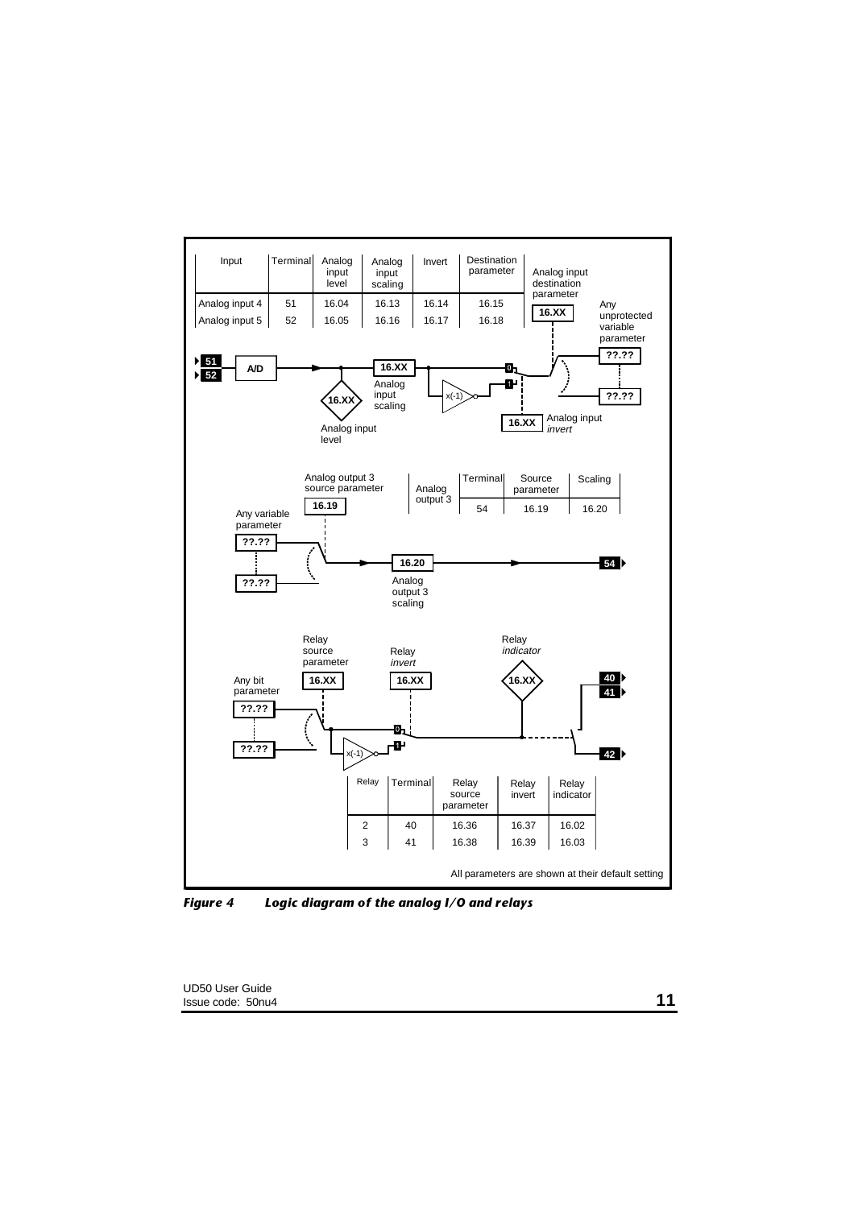| Input | Terminal | Analog input level | Analog input scaling | Invert | Destination parameter |
|---|---|---|---|---|---|
| Analog input 4 | 51 | 16.04 | 16.13 | 16.14 | 16.15 |
| Analog input 5 | 52 | 16.05 | 16.16 | 16.17 | 16.18 |

| Analog output 3 | Terminal | Source parameter | Scaling |
|---|---|---|---|
| | 54 | 16.19 | 16.20 |

| Relay | Terminal | Relay source parameter | Relay invert | Relay indicator |
|---|---|---|---|---|
| 2 | 40 | 16.36 | 16.37 | 16.02 |
| 3 | 41 | 16.38 | 16.39 | 16.03 |

All parameters are shown at their default setting

***Figure 4 Logic diagram of the analog I/O and relays***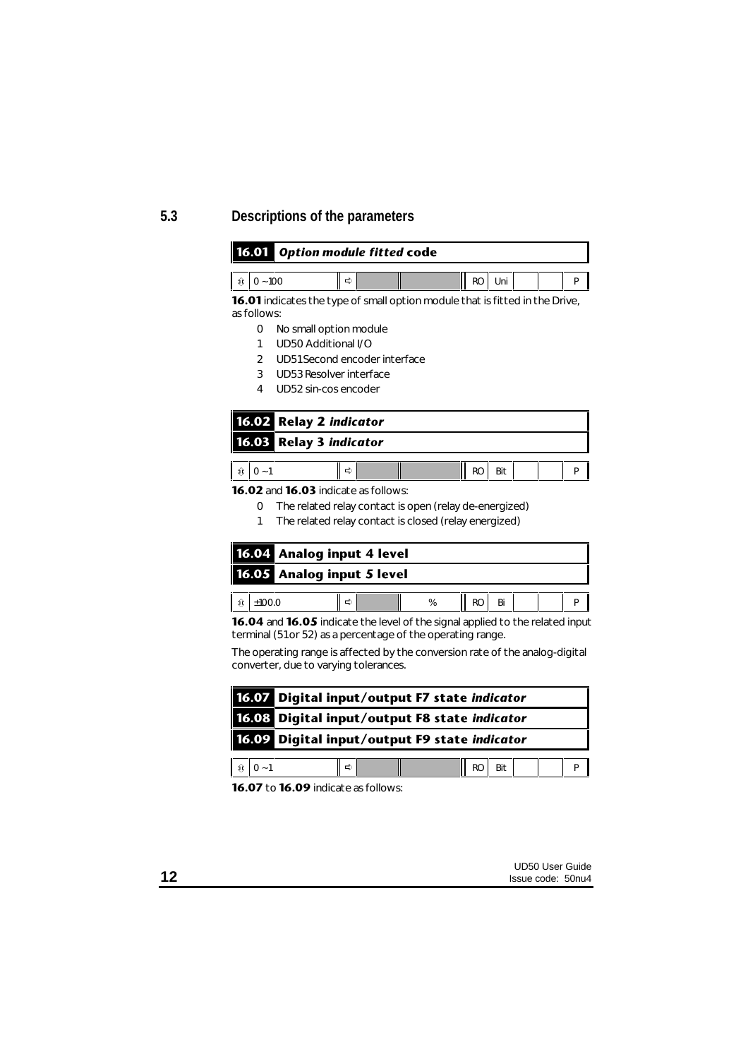## 5.3 Descriptions of the parameters

### 16.01 *Option module fitted* code

| ⇕ | 0 ~ 100 | ⇨ | | | RO | Uni | | | P |
|---|---|---|---|---|---|---|---|---|---|

**16.01** indicates the type of small option module that is fitted in the Drive, as follows:

- 0 No small option module
- 1 UD50 Additional I/O
- 2 UD51Second encoder interface
- 3 UD53 Resolver interface
- 4 UD52 sin-cos encoder

### 16.02 Relay 2 *indicator*
### 16.03 Relay 3 *indicator*

| ⇕ | 0 ~ 1 | ⇨ | | | RO | Bit | | | P |
|---|---|---|---|---|---|---|---|---|---|

**16.02** and **16.03** indicate as follows:

- 0 The related relay contact is open (relay de-energized)
- 1 The related relay contact is closed (relay energized)

### 16.04 Analog input 4 level
### *16.05* Analog input *5* level

| ⇕ | ±100.0 | ⇨ | | % | RO | Bi | | | P |
|---|---|---|---|---|---|---|---|---|---|

**16.04** and ***16.05*** indicate the level of the signal applied to the related input terminal (51or 52) as a percentage of the operating range.

The operating range is affected by the conversion rate of the analog-digital converter, due to varying tolerances.

### 16.07 Digital input/output F7 state *indicator*
### 16.08 Digital input/output F8 state *indicator*
### 16.09 Digital input/output F9 state *indicator*

| ⇕ | 0 ~ 1 | ⇨ | | | RO | Bit | | | P |
|---|---|---|---|---|---|---|---|---|---|

**16.07** to **16.09** indicate as follows: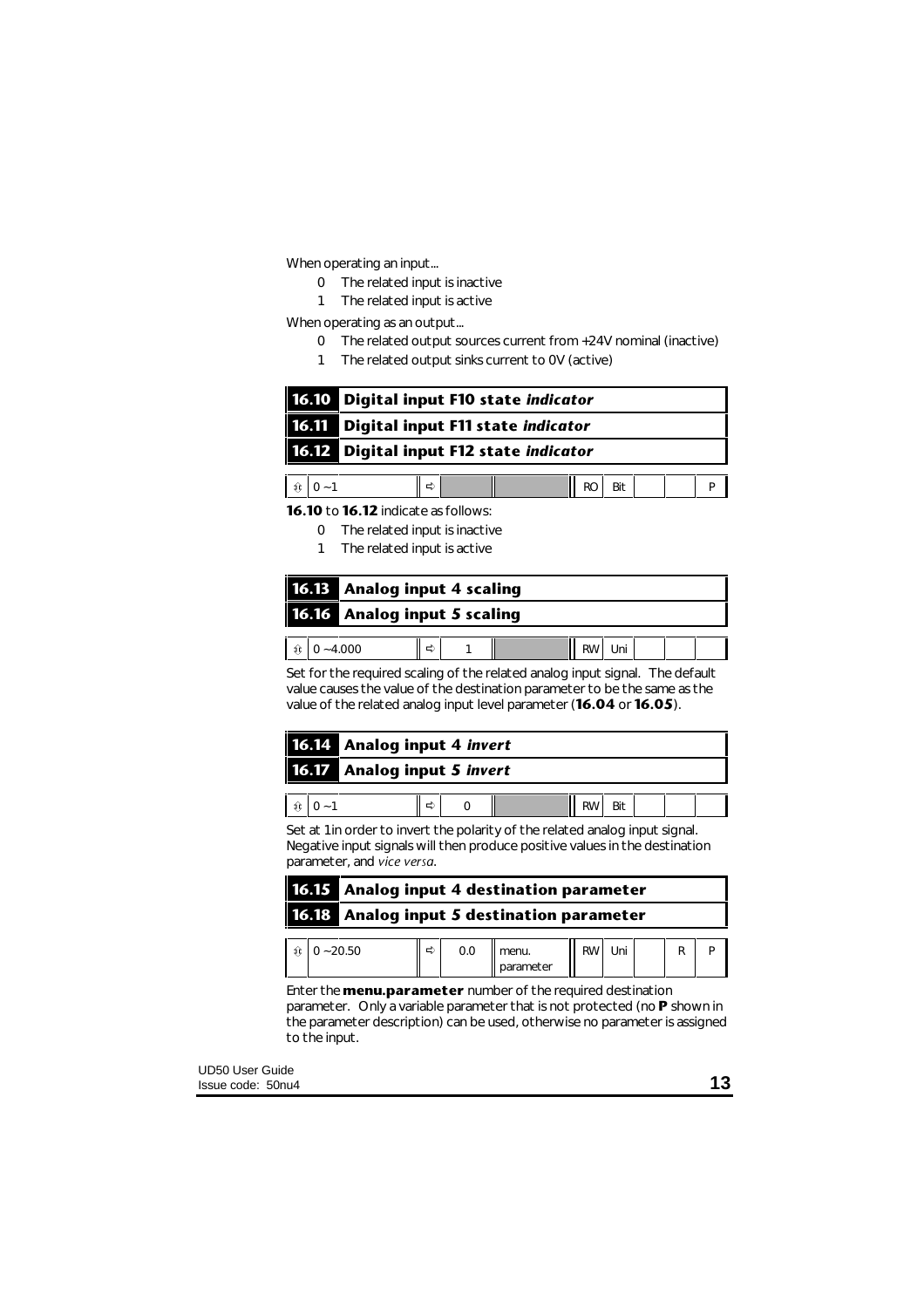When operating an input...

0 The related input is inactive

1 The related input is active

When operating as an output...

0 The related output sources current from +24V nominal (inactive)

1 The related output sinks current to 0V (active)

### 16.10 Digital input F10 state *indicator*
### 16.11 Digital input F11 state *indicator*
### 16.12 Digital input F12 state *indicator*

| ⇕ | ⇨ | | | | | | |
|---|---|---|---|---|---|---|---|
| 0 ~1 | | | RO | Bit | | | P |

**16.10** to **16.12** indicate as follows:

0 The related input is inactive

1 The related input is active

### 16.13 Analog input 4 scaling
### 16.16 Analog input 5 scaling

| ⇕ | ⇨ | | | | | | |
|---|---|---|---|---|---|---|---|
| 0 ~4.000 | 1 | | RW | Uni | | | |

Set for the required scaling of the related analog input signal. The default value causes the value of the destination parameter to be the same as the value of the related analog input level parameter (**16.04** or **16.05**).

### 16.14 Analog input 4 *invert*
### 16.17 Analog input 5 *invert*

| ⇕ | ⇨ | | | | | | |
|---|---|---|---|---|---|---|---|
| 0 ~1 | 0 | | RW | Bit | | | |

Set at 1in order to invert the polarity of the related analog input signal. Negative input signals will then produce positive values in the destination parameter, and *vice versa*.

### 16.15 Analog input 4 destination parameter
### 16.18 Analog input 5 destination parameter

| ⇕ | ⇨ | | | | | | |
|---|---|---|---|---|---|---|---|
| 0 ~20.50 | 0.0 | menu. parameter | RW | Uni | | R | P |

Enter the **menu.parameter** number of the required destination parameter. Only a variable parameter that is not protected (no **P** shown in the parameter description) can be used, otherwise no parameter is assigned to the input.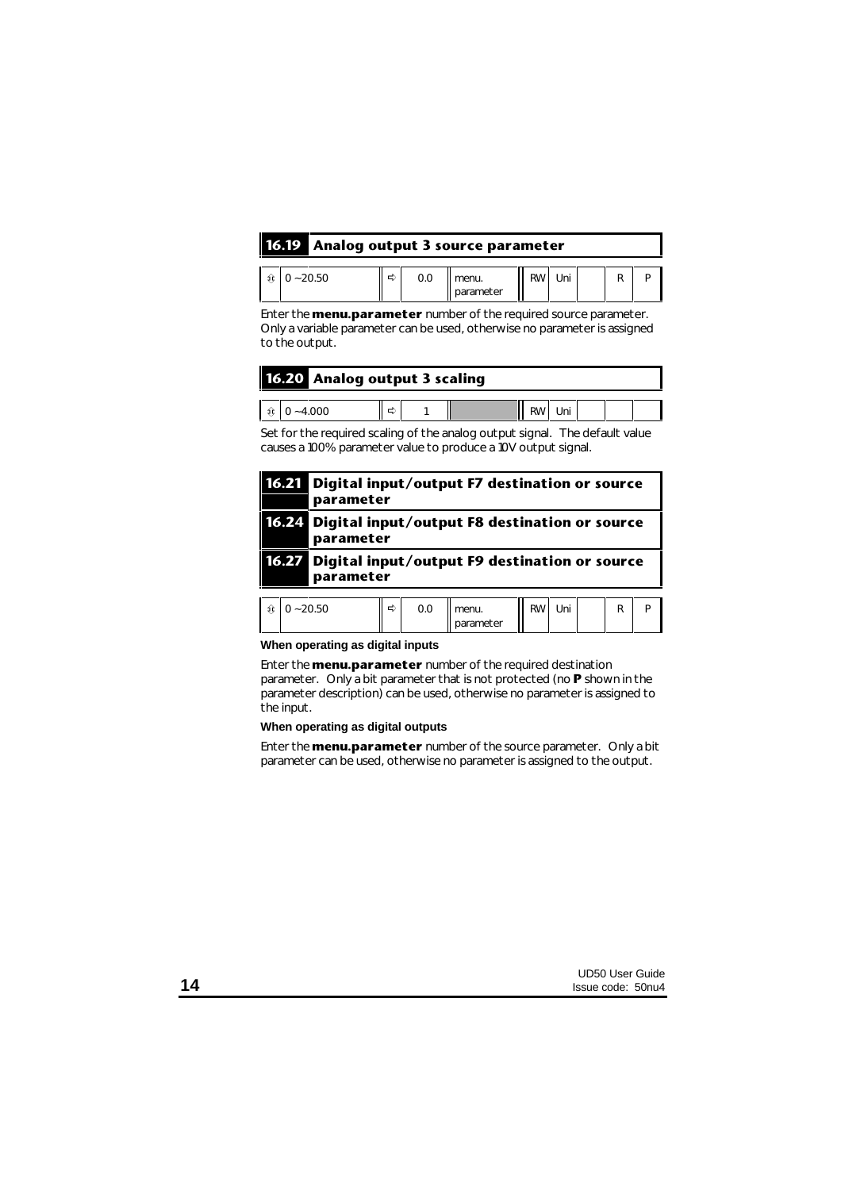## 16.19 Analog output 3 source parameter

| ⇕ | 0 ~20.50 | ⇨ | 0.0 | menu. parameter | RW | Uni | | R | P |
|---|---|---|---|---|---|---|---|---|---|

Enter the **menu.parameter** number of the required source parameter. Only a variable parameter can be used, otherwise no parameter is assigned to the output.

## 16.20 Analog output 3 scaling

| ⇕ | 0 ~4.000 | ⇨ | 1 | | RW | Uni | | | |
|---|---|---|---|---|---|---|---|---|---|

Set for the required scaling of the analog output signal. The default value causes a 100% parameter value to produce a 10V output signal.

## 16.21 Digital input/output F7 destination or source parameter

## 16.24 Digital input/output F8 destination or source parameter

## 16.27 Digital input/output F9 destination or source parameter

| ⇕ | 0 ~20.50 | ⇨ | 0.0 | menu. parameter | RW | Uni | | R | P |
|---|---|---|---|---|---|---|---|---|---|

**When operating as digital inputs**

Enter the **menu.parameter** number of the required destination parameter. Only a bit parameter that is not protected (no **P** shown in the parameter description) can be used, otherwise no parameter is assigned to the input.

**When operating as digital outputs**

Enter the **menu.parameter** number of the source parameter. Only a bit parameter can be used, otherwise no parameter is assigned to the output.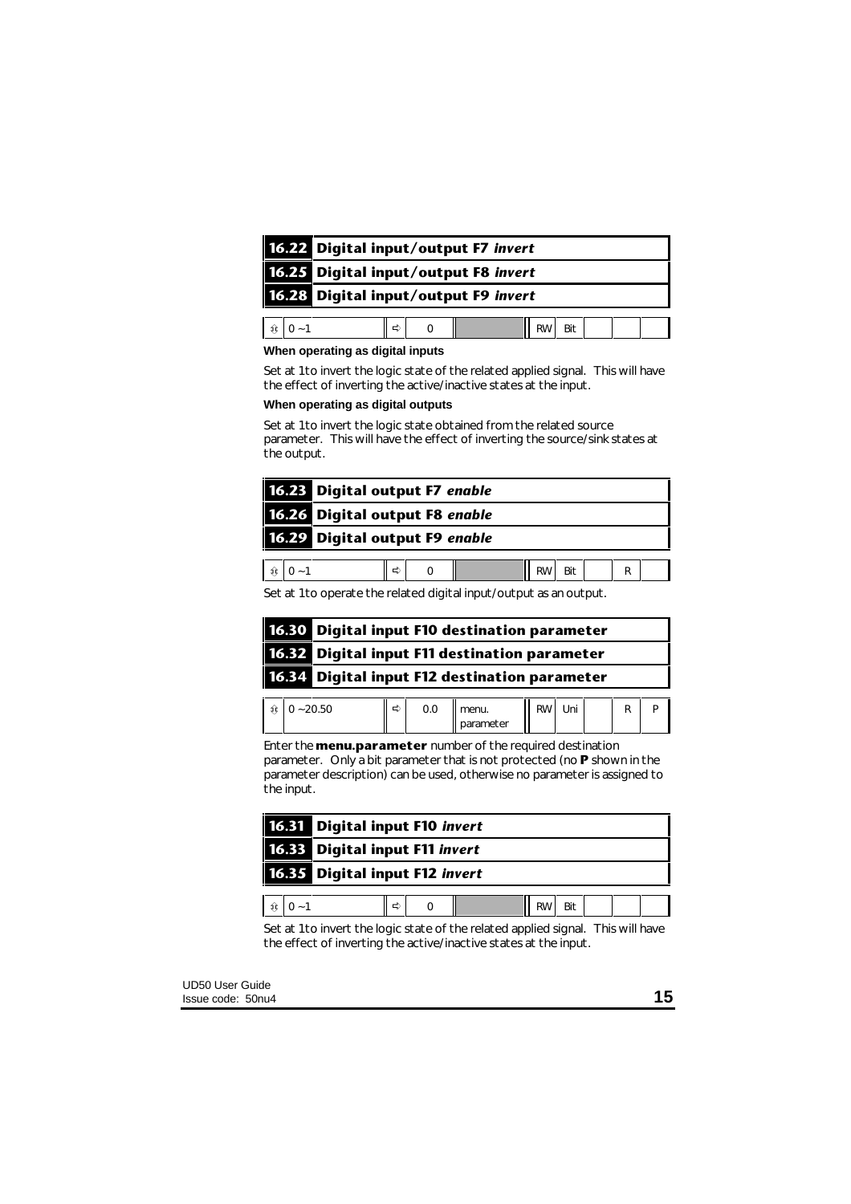### 16.22 Digital input/output F7 *invert*
### 16.25 Digital input/output F8 *invert*
### 16.28 Digital input/output F9 *invert*

| ⇕ | 0 ~1 | ⇨ | 0 | | RW | Bit | | | |
|---|---|---|---|---|---|---|---|---|---|

**When operating as digital inputs**

Set at 1 to invert the logic state of the related applied signal. This will have the effect of inverting the active/inactive states at the input.

**When operating as digital outputs**

Set at 1 to invert the logic state obtained from the related source parameter. This will have the effect of inverting the source/sink states at the output.

### 16.23 Digital output F7 *enable*
### 16.26 Digital output F8 *enable*
### 16.29 Digital output F9 *enable*

| ⇕ | 0 ~1 | ⇨ | 0 | | RW | Bit | | R | |
|---|---|---|---|---|---|---|---|---|---|

Set at 1 to operate the related digital input/output as an output.

### 16.30 Digital input F10 destination parameter
### 16.32 Digital input F11 destination parameter
### 16.34 Digital input F12 destination parameter

| ⇕ | 0 ~20.50 | ⇨ | 0.0 | menu. parameter | RW | Uni | | R | P |
|---|---|---|---|---|---|---|---|---|---|

Enter the **menu.parameter** number of the required destination parameter. Only a bit parameter that is not protected (no **P** shown in the parameter description) can be used, otherwise no parameter is assigned to the input.

### 16.31 Digital input F10 *invert*
### 16.33 Digital input F11 *invert*
### 16.35 Digital input F12 *invert*

| ⇕ | 0 ~1 | ⇨ | 0 | | RW | Bit | | | |
|---|---|---|---|---|---|---|---|---|---|

Set at 1 to invert the logic state of the related applied signal. This will have the effect of inverting the active/inactive states at the input.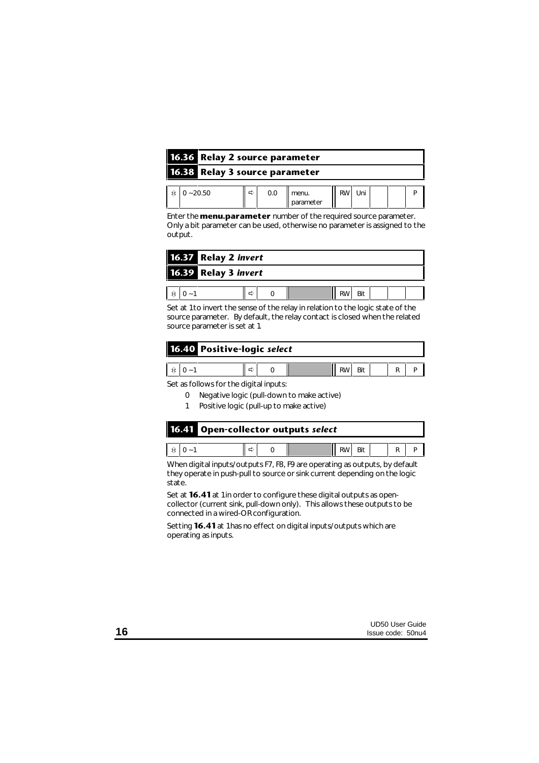## 16.36 Relay 2 source parameter
## 16.38 Relay 3 source parameter

| ⇕ | 0 ~ 20.50 | ⇨ | 0.0 | menu. parameter | RW | Uni | | | P |
|---|---|---|---|---|---|---|---|---|---|

Enter the **menu.parameter** number of the required source parameter. Only a bit parameter can be used, otherwise no parameter is assigned to the output.

## 16.37 Relay 2 *invert*
## 16.39 Relay 3 *invert*

| ⇕ | 0 ~ 1 | ⇨ | 0 | | RW | Bit | | | |
|---|---|---|---|---|---|---|---|---|---|

Set at 1 to invert the sense of the relay in relation to the logic state of the source parameter. By default, the relay contact is closed when the related source parameter is set at 1.

## 16.40 Positive-logic *select*

| ⇕ | 0 ~ 1 | ⇨ | 0 | | RW | Bit | | R | P |
|---|---|---|---|---|---|---|---|---|---|

Set as follows for the digital inputs:

- 0 Negative logic (pull-down to make active)
- 1 Positive logic (pull-up to make active)

## 16.41 Open-collector outputs *select*

| ⇕ | 0 ~ 1 | ⇨ | 0 | | RW | Bit | | R | P |
|---|---|---|---|---|---|---|---|---|---|

When digital inputs/outputs F7, F8, F9 are operating as outputs, by default they operate in push-pull to source or sink current depending on the logic state.

Set at **16.41** at 1 in order to configure these digital outputs as open-collector (current sink, pull-down only). This allows these outputs to be connected in a wired-OR configuration.

Setting **16.41** at 1 has no effect on digital inputs/outputs which are operating as inputs.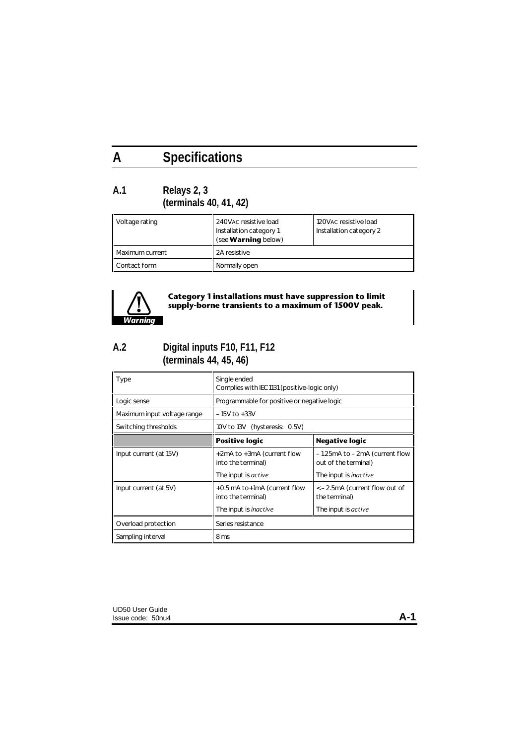# A Specifications

## A.1 Relays 2, 3 (terminals 40, 41, 42)

| | | |
|---|---|---|
| Voltage rating | 240VAC resistive load<br>Installation category 1<br>(see **Warning** below) | 120VAC resistive load<br>Installation category 2 |
| Maximum current | 2A resistive | |
| Contact form | Normally open | |

**Warning**

**Category 1 installations must have suppression to limit supply-borne transients to a maximum of 1500V peak.**

## A.2 Digital inputs F10, F11, F12 (terminals 44, 45, 46)

| | | |
|---|---|---|
| Type | Single ended<br>Complies with IEC1131 (positive-logic only) | |
| Logic sense | Programmable for positive or negative logic | |
| Maximum input voltage range | – 15V to +33V | |
| Switching thresholds | 10V to 13V (hysteresis: 0.5V) | |
| | **Positive logic** | **Negative logic** |
| Input current (at 15V) | +2mA to +3mA (current flow into the terminal)<br>The input is *active* | – 1.25mA to – 2mA (current flow out of the terminal)<br>The input is *inactive* |
| Input current (at 5V) | +0.5 mA to+1mA (current flow into the terminal)<br>The input is *inactive* | <– 2.5mA (current flow out of the terminal)<br>The input is *active* |
| Overload protection | Series resistance | |
| Sampling interval | 8 ms | |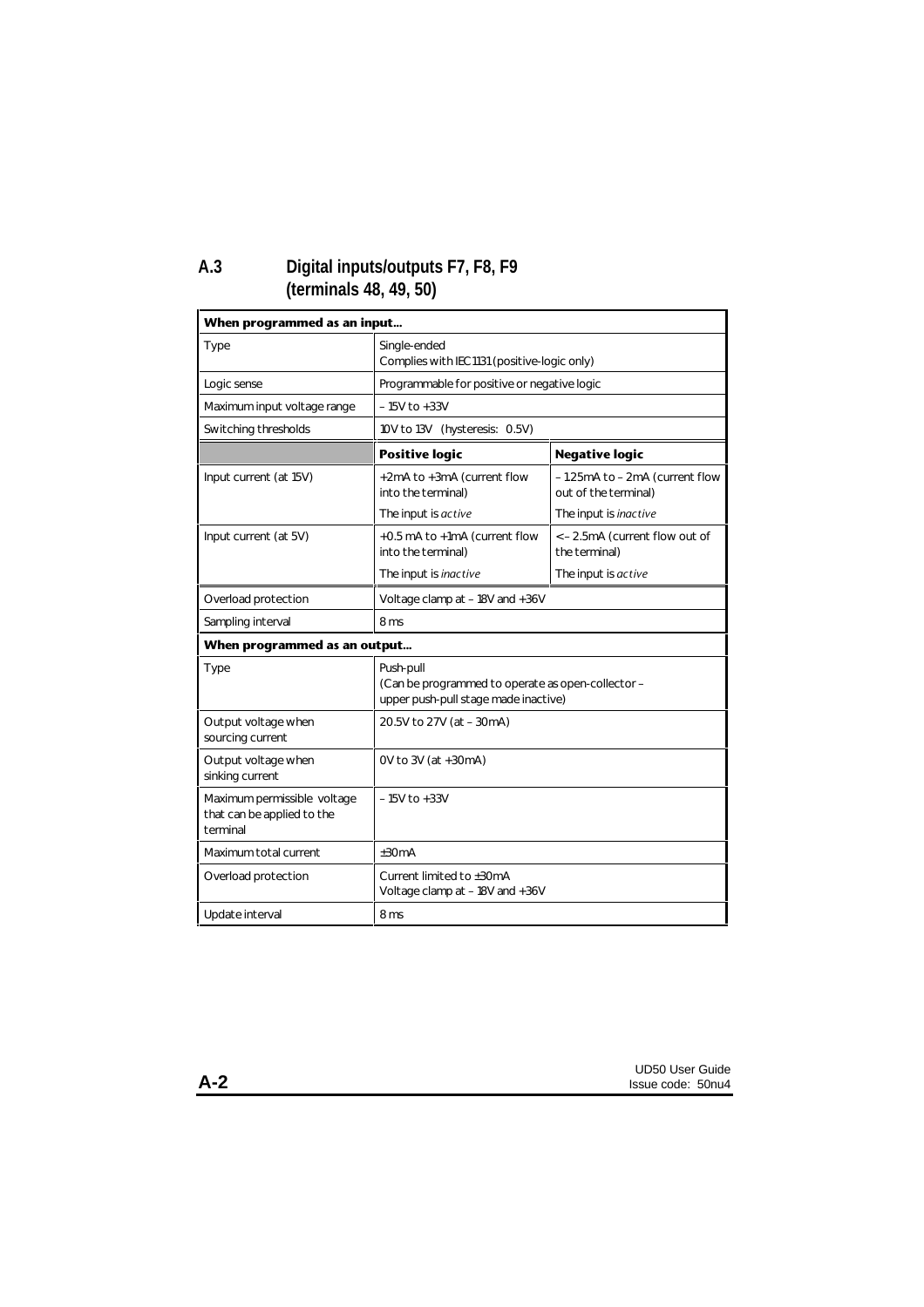## A.3 Digital inputs/outputs F7, F8, F9 (terminals 48, 49, 50)

| **When programmed as an input...** | | |
|---|---|---|
| Type | Single-ended<br>Complies with IEC1131 (positive-logic only) | |
| Logic sense | Programmable for positive or negative logic | |
| Maximum input voltage range | – 15V to +33V | |
| Switching thresholds | 10V to 13V (hysteresis: 0.5V) | |
| | **Positive logic** | **Negative logic** |
| Input current (at 15V) | +2mA to +3mA (current flow into the terminal)<br>The input is *active* | – 1.25mA to – 2mA (current flow out of the terminal)<br>The input is *inactive* |
| Input current (at 5V) | +0.5 mA to +1mA (current flow into the terminal)<br>The input is *inactive* | <– 2.5mA (current flow out of the terminal)<br>The input is *active* |
| Overload protection | Voltage clamp at – 18V and +36V | |
| Sampling interval | 8 ms | |
| **When programmed as an output...** | | |
| Type | Push-pull<br>(Can be programmed to operate as open-collector – upper push-pull stage made inactive) | |
| Output voltage when sourcing current | 20.5V to 27V (at – 30mA) | |
| Output voltage when sinking current | 0V to 3V (at +30mA) | |
| Maximum permissible voltage that can be applied to the terminal | – 15V to +33V | |
| Maximum total current | ±30mA | |
| Overload protection | Current limited to ±30mA<br>Voltage clamp at – 18V and +36V | |
| Update interval | 8 ms | |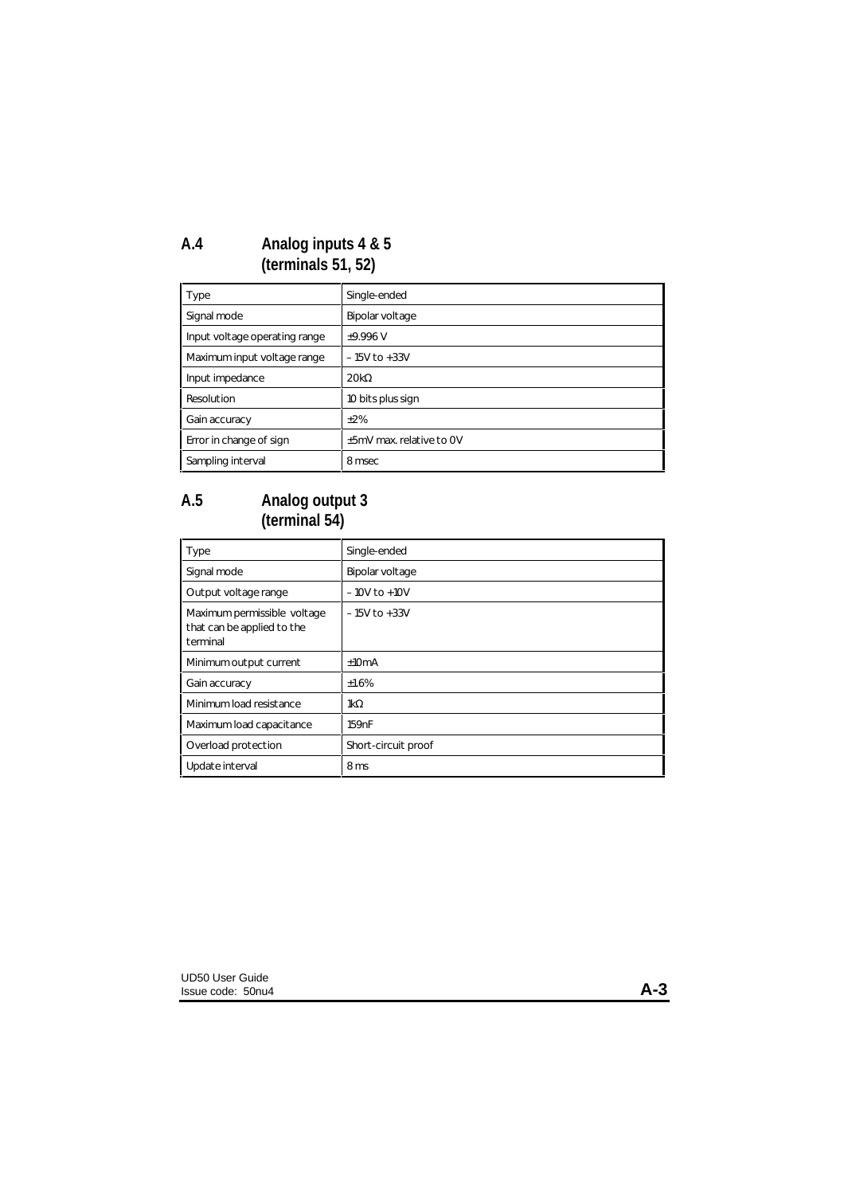## A.4 Analog inputs 4 & 5 (terminals 51, 52)

| | |
|---|---|
| Type | Single-ended |
| Signal mode | Bipolar voltage |
| Input voltage operating range | ±9.996 V |
| Maximum input voltage range | – 15V to +33V |
| Input impedance | 20kΩ |
| Resolution | 10 bits plus sign |
| Gain accuracy | ±2% |
| Error in change of sign | ±5mV max. relative to 0V |
| Sampling interval | 8 msec |

## A.5 Analog output 3 (terminal 54)

| | |
|---|---|
| Type | Single-ended |
| Signal mode | Bipolar voltage |
| Output voltage range | – 10V to +10V |
| Maximum permissible voltage that can be applied to the terminal | – 15V to +33V |
| Minimum output current | ±10mA |
| Gain accuracy | ±1.6% |
| Minimum load resistance | 1kΩ |
| Maximum load capacitance | 159nF |
| Overload protection | Short-circuit proof |
| Update interval | 8 ms |